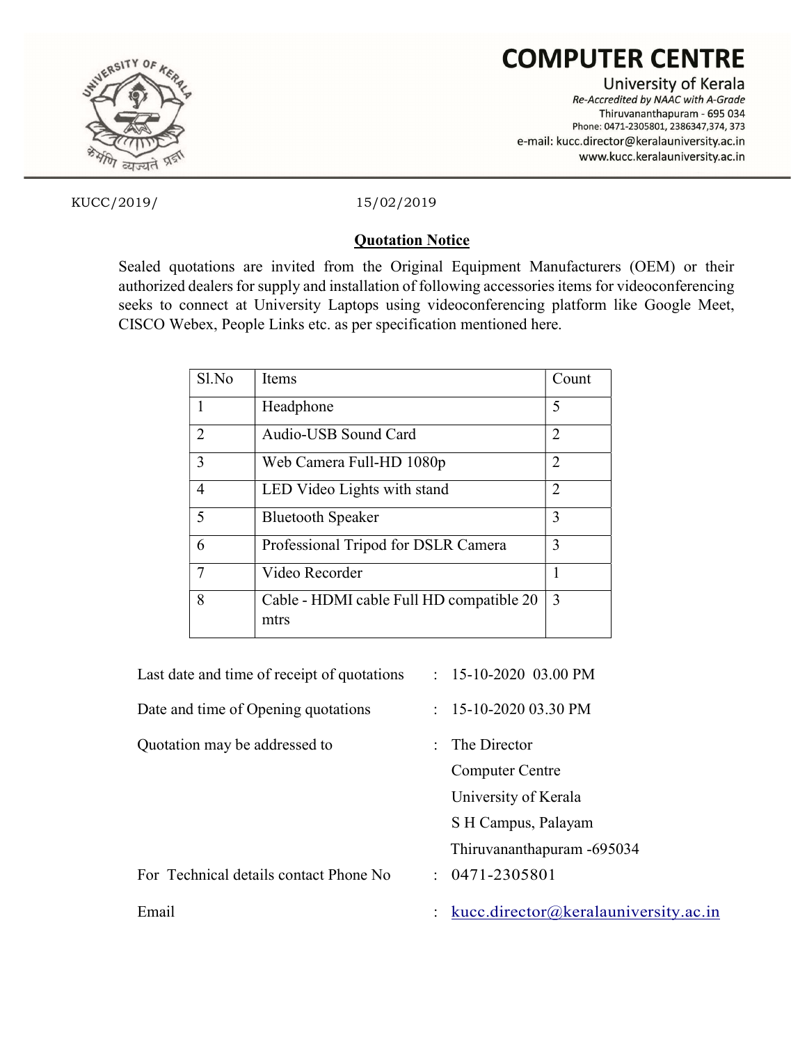# COMPUTER CENTRE

University of Kerala

*Re-Accredited by NAAC with A-Grade*

Thiruvananthapuram - 695 034

Phone: 0471-2305801, 2386347,374, 373

e-mail: kucc.director@keralauniversity.ac.in

www.kucc.keralauniversity.ac.in

KUCC/2019/ 15/02/2019

## Quotation Notice

Sealed quotations are invited from the Original Equipment Manufacturers (OEM) or their authorized dealers for supply and installation of following accessories items for videoconferencing seeks to connect at University Laptops using videoconferencing platform like Google Meet, CISCO Webex, People Links etc. as per specification mentioned here.

| Sl.No | Items | Count |
|---|---|---|
| 1 | Headphone | 5 |
| 2 | Audio-USB Sound Card | 2 |
| 3 | Web Camera Full-HD 1080p | 2 |
| 4 | LED Video Lights with stand | 2 |
| 5 | Bluetooth Speaker | 3 |
| 6 | Professional Tripod for DSLR Camera | 3 |
| 7 | Video Recorder | 1 |
| 8 | Cable - HDMI cable Full HD compatible 20 mtrs | 3 |

Last date and time of receipt of quotations : 15-10-2020 03.00 PM

Date and time of Opening quotations : 15-10-2020 03.30 PM

Quotation may be addressed to : The Director
Computer Centre
University of Kerala
S H Campus, Palayam
Thiruvananthapuram -695034

For Technical details contact Phone No : 0471-2305801

Email : kucc.director@keralauniversity.ac.in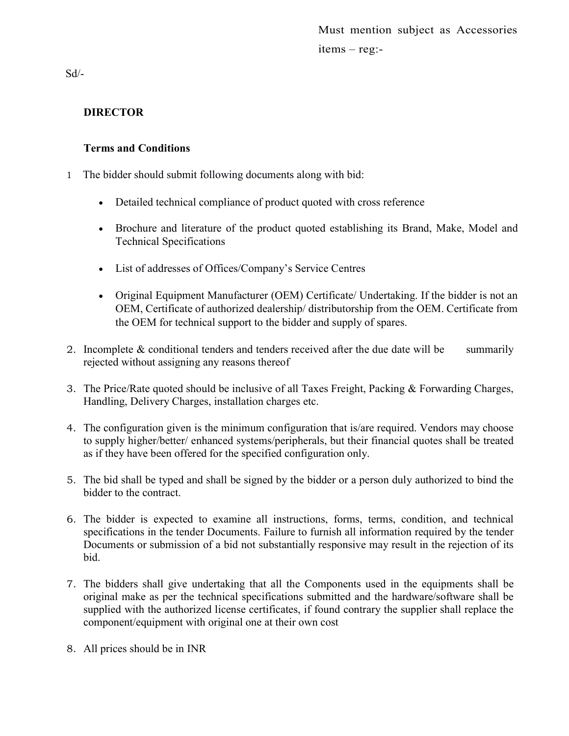Must mention subject as Accessories items – reg:-

Sd/-

**DIRECTOR**

**Terms and Conditions**

1 The bidder should submit following documents along with bid:

- Detailed technical compliance of product quoted with cross reference
- Brochure and literature of the product quoted establishing its Brand, Make, Model and Technical Specifications
- List of addresses of Offices/Company's Service Centres
- Original Equipment Manufacturer (OEM) Certificate/ Undertaking. If the bidder is not an OEM, Certificate of authorized dealership/ distributorship from the OEM. Certificate from the OEM for technical support to the bidder and supply of spares.

2. Incomplete & conditional tenders and tenders received after the due date will be summarily rejected without assigning any reasons thereof

3. The Price/Rate quoted should be inclusive of all Taxes Freight, Packing & Forwarding Charges, Handling, Delivery Charges, installation charges etc.

4. The configuration given is the minimum configuration that is/are required. Vendors may choose to supply higher/better/ enhanced systems/peripherals, but their financial quotes shall be treated as if they have been offered for the specified configuration only.

5. The bid shall be typed and shall be signed by the bidder or a person duly authorized to bind the bidder to the contract.

6. The bidder is expected to examine all instructions, forms, terms, condition, and technical specifications in the tender Documents. Failure to furnish all information required by the tender Documents or submission of a bid not substantially responsive may result in the rejection of its bid.

7. The bidders shall give undertaking that all the Components used in the equipments shall be original make as per the technical specifications submitted and the hardware/software shall be supplied with the authorized license certificates, if found contrary the supplier shall replace the component/equipment with original one at their own cost

8. All prices should be in INR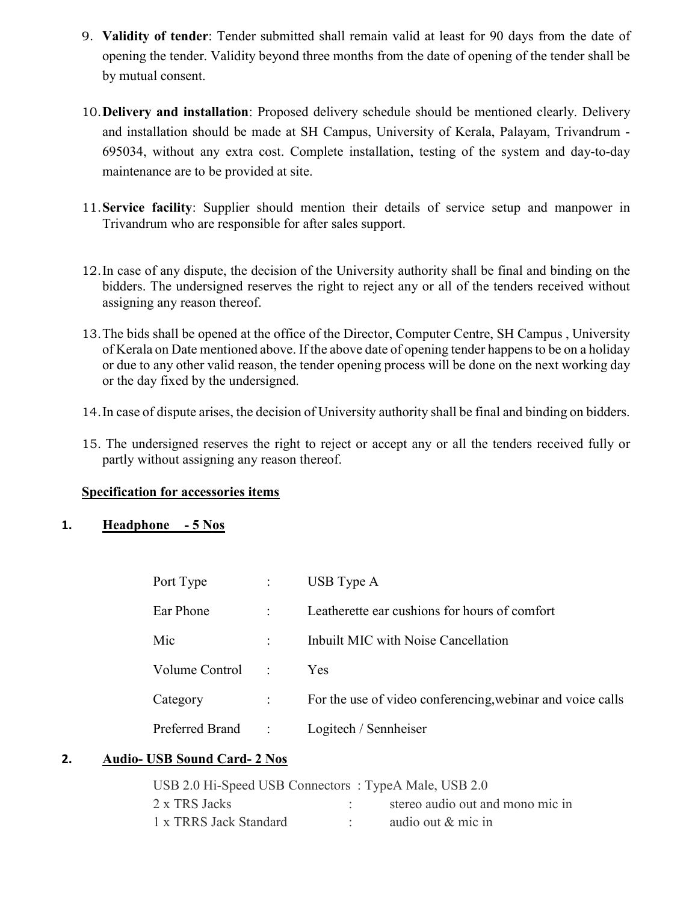9. **Validity of tender**: Tender submitted shall remain valid at least for 90 days from the date of opening the tender. Validity beyond three months from the date of opening of the tender shall be by mutual consent.

10. **Delivery and installation**: Proposed delivery schedule should be mentioned clearly. Delivery and installation should be made at SH Campus, University of Kerala, Palayam, Trivandrum - 695034, without any extra cost. Complete installation, testing of the system and day-to-day maintenance are to be provided at site.

11. **Service facility**: Supplier should mention their details of service setup and manpower in Trivandrum who are responsible for after sales support.

12. In case of any dispute, the decision of the University authority shall be final and binding on the bidders. The undersigned reserves the right to reject any or all of the tenders received without assigning any reason thereof.

13. The bids shall be opened at the office of the Director, Computer Centre, SH Campus , University of Kerala on Date mentioned above. If the above date of opening tender happens to be on a holiday or due to any other valid reason, the tender opening process will be done on the next working day or the day fixed by the undersigned.

14. In case of dispute arises, the decision of University authority shall be final and binding on bidders.

15. The undersigned reserves the right to reject or accept any or all the tenders received fully or partly without assigning any reason thereof.

**Specification for accessories items**

**1. Headphone - 5 Nos**

| | | |
|---|---|---|
| Port Type | : | USB Type A |
| Ear Phone | : | Leatherette ear cushions for hours of comfort |
| Mic | : | Inbuilt MIC with Noise Cancellation |
| Volume Control | : | Yes |
| Category | : | For the use of video conferencing,webinar and voice calls |
| Preferred Brand | : | Logitech / Sennheiser |

**2. Audio- USB Sound Card- 2 Nos**

| | | |
|---|---|---|
| USB 2.0 Hi-Speed USB Connectors | : | TypeA Male, USB 2.0 |
| 2 x TRS Jacks | : | stereo audio out and mono mic in |
| 1 x TRRS Jack Standard | : | audio out & mic in |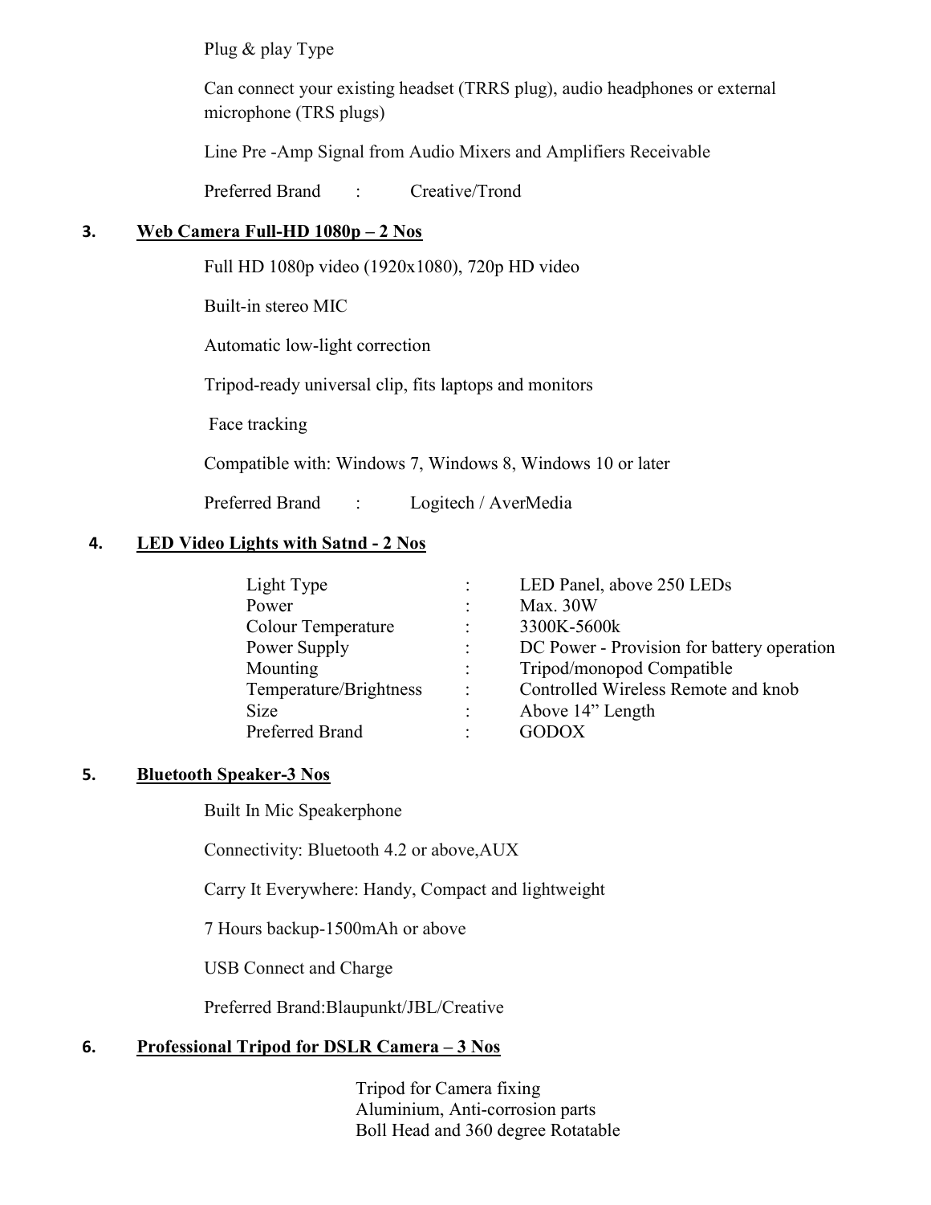Plug & play Type

Can connect your existing headset (TRRS plug), audio headphones or external microphone (TRS plugs)

Line Pre -Amp Signal from Audio Mixers and Amplifiers Receivable

Preferred Brand : Creative/Trond

### 3. Web Camera Full-HD 1080p – 2 Nos

Full HD 1080p video (1920x1080), 720p HD video

Built-in stereo MIC

Automatic low-light correction

Tripod-ready universal clip, fits laptops and monitors

Face tracking

Compatible with: Windows 7, Windows 8, Windows 10 or later

Preferred Brand : Logitech / AverMedia

### 4. LED Video Lights with Satnd - 2 Nos

| | | |
|---|---|---|
| Light Type | : | LED Panel, above 250 LEDs |
| Power | : | Max. 30W |
| Colour Temperature | : | 3300K-5600k |
| Power Supply | : | DC Power - Provision for battery operation |
| Mounting | : | Tripod/monopod Compatible |
| Temperature/Brightness | : | Controlled Wireless Remote and knob |
| Size | : | Above 14" Length |
| Preferred Brand | : | GODOX |

### 5. Bluetooth Speaker-3 Nos

Built In Mic Speakerphone

Connectivity: Bluetooth 4.2 or above,AUX

Carry It Everywhere: Handy, Compact and lightweight

7 Hours backup-1500mAh or above

USB Connect and Charge

Preferred Brand:Blaupunkt/JBL/Creative

### 6. Professional Tripod for DSLR Camera – 3 Nos

Tripod for Camera fixing
Aluminium, Anti-corrosion parts
Boll Head and 360 degree Rotatable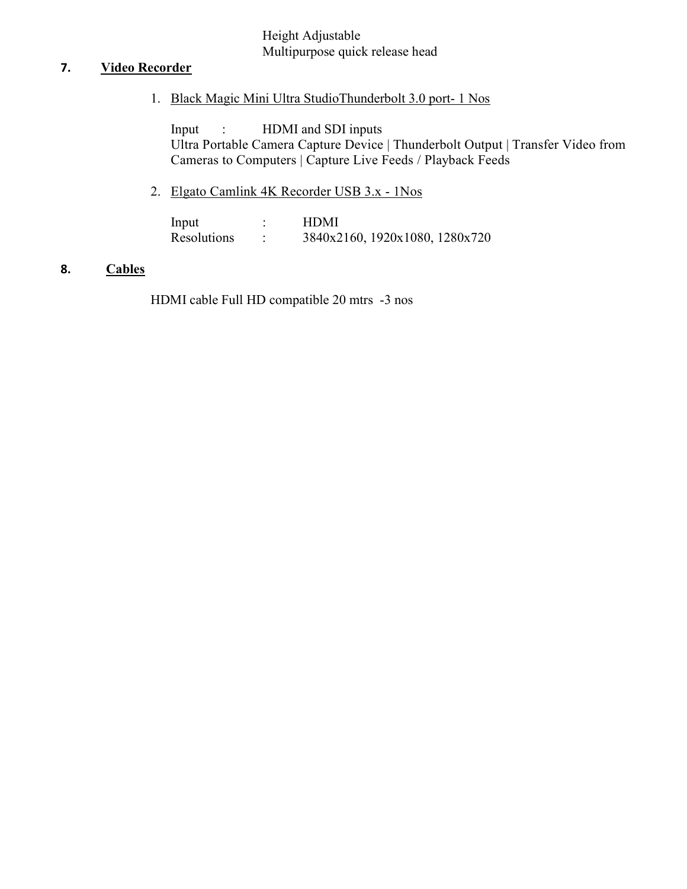Height Adjustable
Multipurpose quick release head

## 7. Video Recorder

1. Black Magic Mini Ultra StudioThunderbolt 3.0 port- 1 Nos

   Input : HDMI and SDI inputs
   Ultra Portable Camera Capture Device | Thunderbolt Output | Transfer Video from Cameras to Computers | Capture Live Feeds / Playback Feeds

2. Elgato Camlink 4K Recorder USB 3.x - 1Nos

   Input : HDMI
   Resolutions : 3840x2160, 1920x1080, 1280x720

## 8. Cables

HDMI cable Full HD compatible 20 mtrs -3 nos